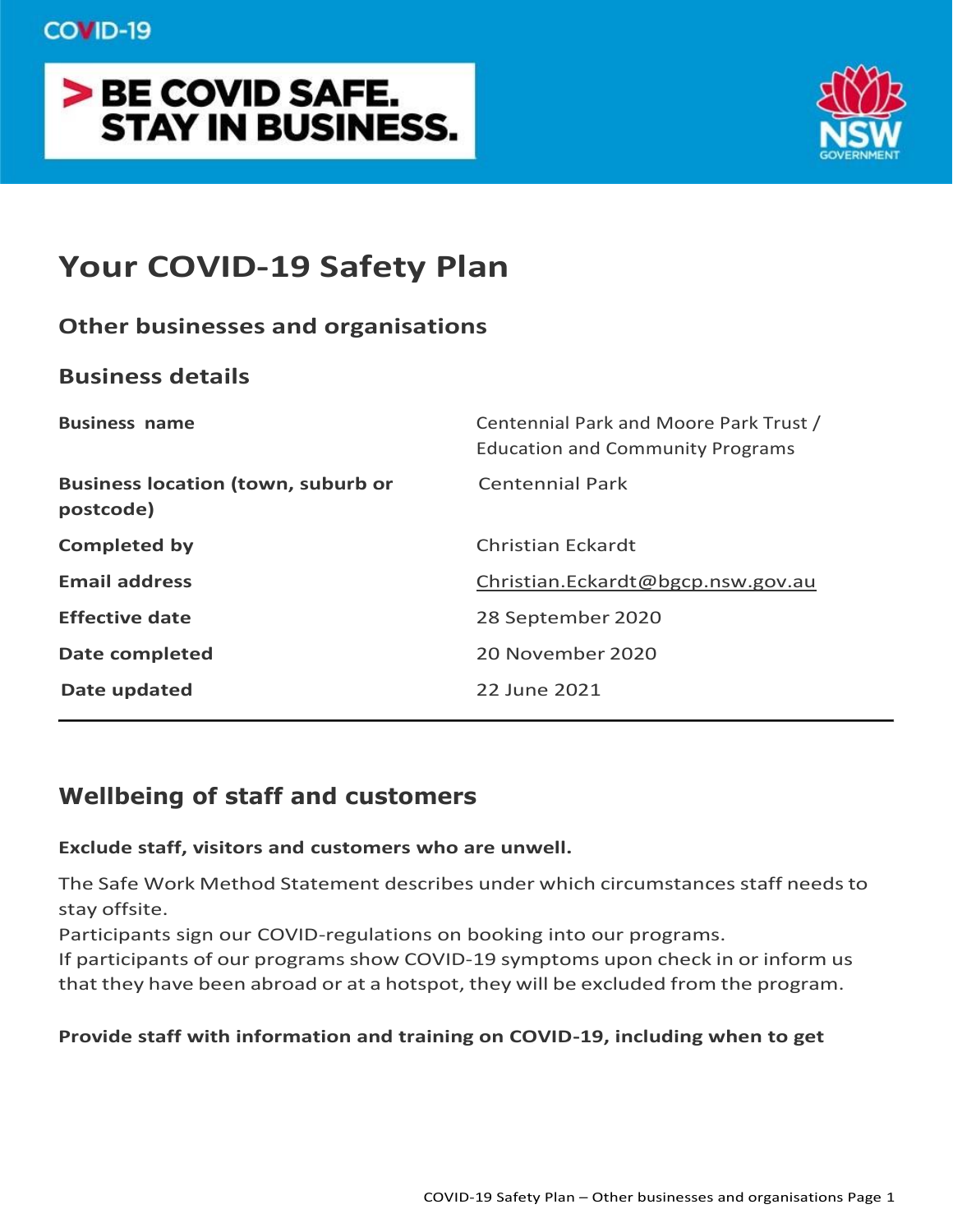COVID-19

> BE COVID SAFE.
> STAY IN BUSINESS.

# Your COVID-19 Safety Plan

## Other businesses and organisations

## Business details

| | |
|---|---|
| **Business name** | Centennial Park and Moore Park Trust / Education and Community Programs |
| **Business location (town, suburb or postcode)** | Centennial Park |
| **Completed by** | Christian Eckardt |
| **Email address** | Christian.Eckardt@bgcp.nsw.gov.au |
| **Effective date** | 28 September 2020 |
| **Date completed** | 20 November 2020 |
| **Date updated** | 22 June 2021 |

## Wellbeing of staff and customers

**Exclude staff, visitors and customers who are unwell.**

The Safe Work Method Statement describes under which circumstances staff needs to stay offsite.
Participants sign our COVID-regulations on booking into our programs.
If participants of our programs show COVID-19 symptoms upon check in or inform us that they have been abroad or at a hotspot, they will be excluded from the program.

**Provide staff with information and training on COVID-19, including when to get**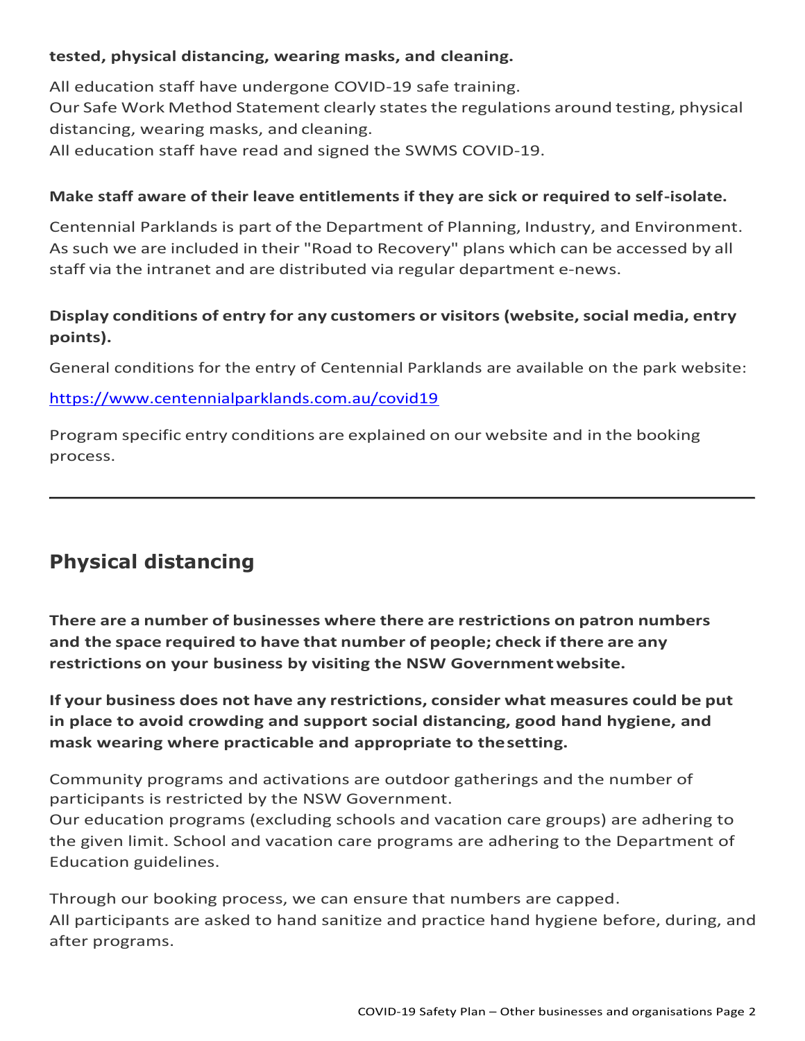**tested, physical distancing, wearing masks, and cleaning.**

All education staff have undergone COVID-19 safe training.
Our Safe Work Method Statement clearly states the regulations around testing, physical distancing, wearing masks, and cleaning.
All education staff have read and signed the SWMS COVID-19.

**Make staff aware of their leave entitlements if they are sick or required to self-isolate.**

Centennial Parklands is part of the Department of Planning, Industry, and Environment. As such we are included in their "Road to Recovery" plans which can be accessed by all staff via the intranet and are distributed via regular department e-news.

**Display conditions of entry for any customers or visitors (website, social media, entry points).**

General conditions for the entry of Centennial Parklands are available on the park website:

https://www.centennialparklands.com.au/covid19

Program specific entry conditions are explained on our website and in the booking process.

---

## Physical distancing

**There are a number of businesses where there are restrictions on patron numbers and the space required to have that number of people; check if there are any restrictions on your business by visiting the NSW Government website.**

**If your business does not have any restrictions, consider what measures could be put in place to avoid crowding and support social distancing, good hand hygiene, and mask wearing where practicable and appropriate to the setting.**

Community programs and activations are outdoor gatherings and the number of participants is restricted by the NSW Government.
Our education programs (excluding schools and vacation care groups) are adhering to the given limit. School and vacation care programs are adhering to the Department of Education guidelines.

Through our booking process, we can ensure that numbers are capped.
All participants are asked to hand sanitize and practice hand hygiene before, during, and after programs.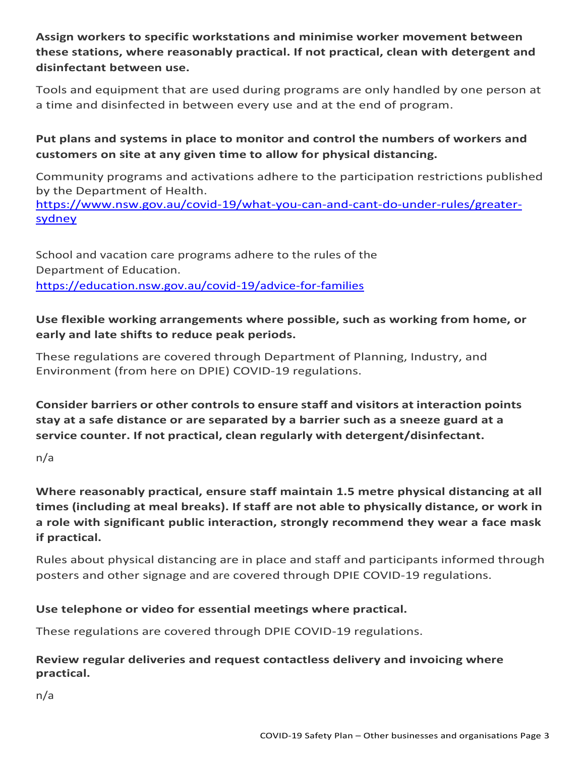**Assign workers to specific workstations and minimise worker movement between these stations, where reasonably practical. If not practical, clean with detergent and disinfectant between use.**

Tools and equipment that are used during programs are only handled by one person at a time and disinfected in between every use and at the end of program.

**Put plans and systems in place to monitor and control the numbers of workers and customers on site at any given time to allow for physical distancing.**

Community programs and activations adhere to the participation restrictions published by the Department of Health.
[https://www.nsw.gov.au/covid-19/what-you-can-and-cant-do-under-rules/greater-sydney](https://www.nsw.gov.au/covid-19/what-you-can-and-cant-do-under-rules/greater-sydney)

School and vacation care programs adhere to the rules of the Department of Education.
[https://education.nsw.gov.au/covid-19/advice-for-families](https://education.nsw.gov.au/covid-19/advice-for-families)

**Use flexible working arrangements where possible, such as working from home, or early and late shifts to reduce peak periods.**

These regulations are covered through Department of Planning, Industry, and Environment (from here on DPIE) COVID-19 regulations.

**Consider barriers or other controls to ensure staff and visitors at interaction points stay at a safe distance or are separated by a barrier such as a sneeze guard at a service counter. If not practical, clean regularly with detergent/disinfectant.**

n/a

**Where reasonably practical, ensure staff maintain 1.5 metre physical distancing at all times (including at meal breaks). If staff are not able to physically distance, or work in a role with significant public interaction, strongly recommend they wear a face mask if practical.**

Rules about physical distancing are in place and staff and participants informed through posters and other signage and are covered through DPIE COVID-19 regulations.

**Use telephone or video for essential meetings where practical.**

These regulations are covered through DPIE COVID-19 regulations.

**Review regular deliveries and request contactless delivery and invoicing where practical.**

n/a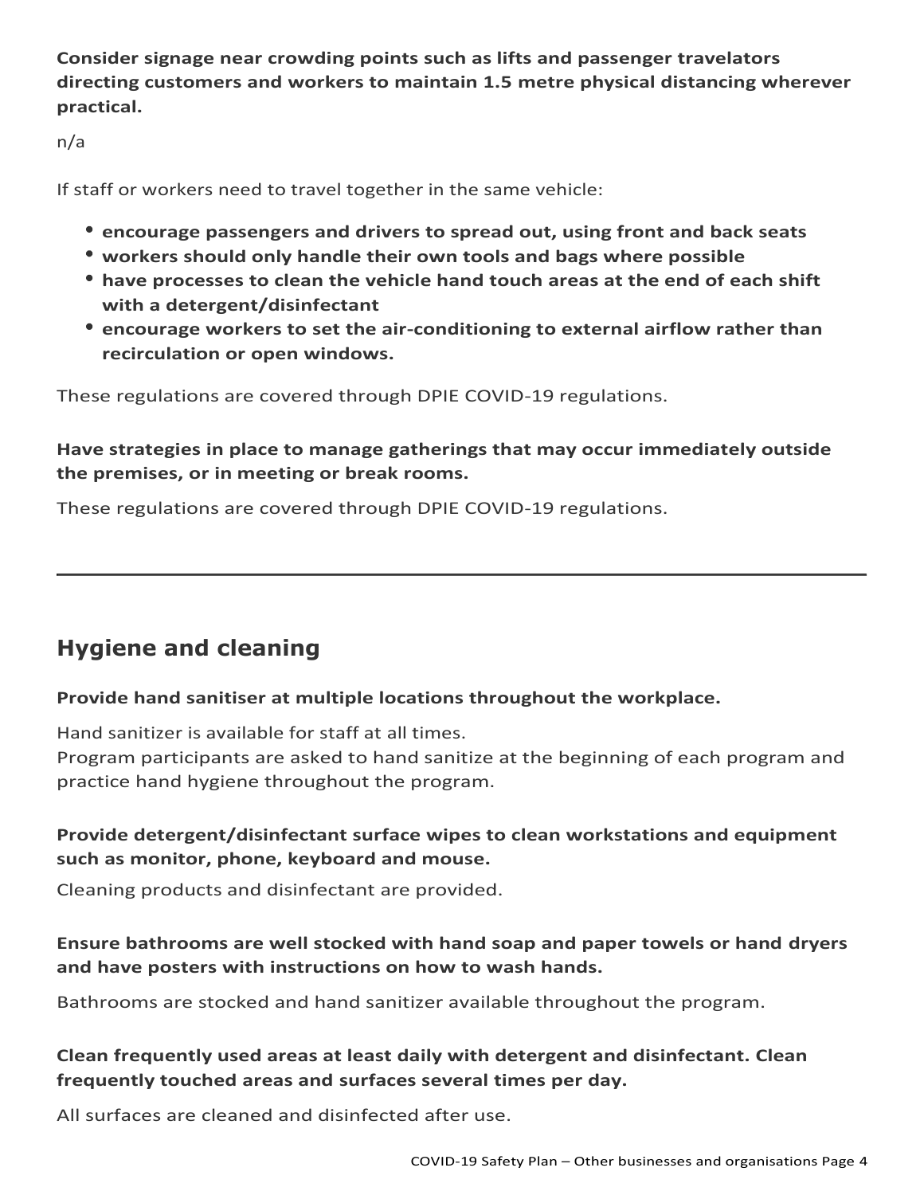**Consider signage near crowding points such as lifts and passenger travelators directing customers and workers to maintain 1.5 metre physical distancing wherever practical.**

n/a

If staff or workers need to travel together in the same vehicle:

- **encourage passengers and drivers to spread out, using front and back seats**
- **workers should only handle their own tools and bags where possible**
- **have processes to clean the vehicle hand touch areas at the end of each shift with a detergent/disinfectant**
- **encourage workers to set the air-conditioning to external airflow rather than recirculation or open windows.**

These regulations are covered through DPIE COVID-19 regulations.

**Have strategies in place to manage gatherings that may occur immediately outside the premises, or in meeting or break rooms.**

These regulations are covered through DPIE COVID-19 regulations.

---

## Hygiene and cleaning

**Provide hand sanitiser at multiple locations throughout the workplace.**

Hand sanitizer is available for staff at all times.
Program participants are asked to hand sanitize at the beginning of each program and practice hand hygiene throughout the program.

**Provide detergent/disinfectant surface wipes to clean workstations and equipment such as monitor, phone, keyboard and mouse.**

Cleaning products and disinfectant are provided.

**Ensure bathrooms are well stocked with hand soap and paper towels or hand dryers and have posters with instructions on how to wash hands.**

Bathrooms are stocked and hand sanitizer available throughout the program.

**Clean frequently used areas at least daily with detergent and disinfectant. Clean frequently touched areas and surfaces several times per day.**

All surfaces are cleaned and disinfected after use.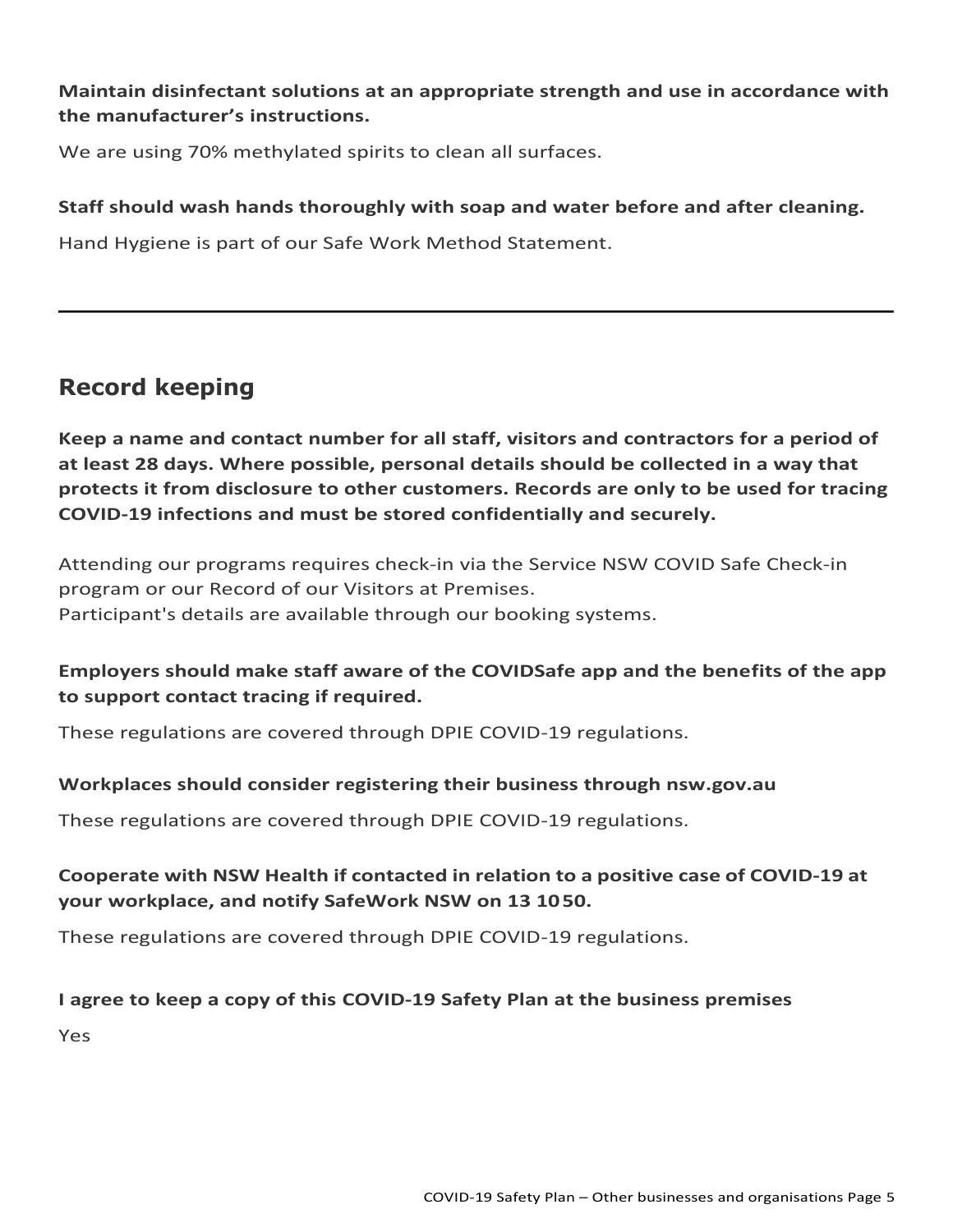**Maintain disinfectant solutions at an appropriate strength and use in accordance with the manufacturer's instructions.**

We are using 70% methylated spirits to clean all surfaces.

**Staff should wash hands thoroughly with soap and water before and after cleaning.**

Hand Hygiene is part of our Safe Work Method Statement.

---

## Record keeping

**Keep a name and contact number for all staff, visitors and contractors for a period of at least 28 days. Where possible, personal details should be collected in a way that protects it from disclosure to other customers. Records are only to be used for tracing COVID-19 infections and must be stored confidentially and securely.**

Attending our programs requires check-in via the Service NSW COVID Safe Check-in program or our Record of our Visitors at Premises.
Participant's details are available through our booking systems.

**Employers should make staff aware of the COVIDSafe app and the benefits of the app to support contact tracing if required.**

These regulations are covered through DPIE COVID-19 regulations.

**Workplaces should consider registering their business through nsw.gov.au**

These regulations are covered through DPIE COVID-19 regulations.

**Cooperate with NSW Health if contacted in relation to a positive case of COVID-19 at your workplace, and notify SafeWork NSW on 13 1050.**

These regulations are covered through DPIE COVID-19 regulations.

**I agree to keep a copy of this COVID-19 Safety Plan at the business premises**

Yes